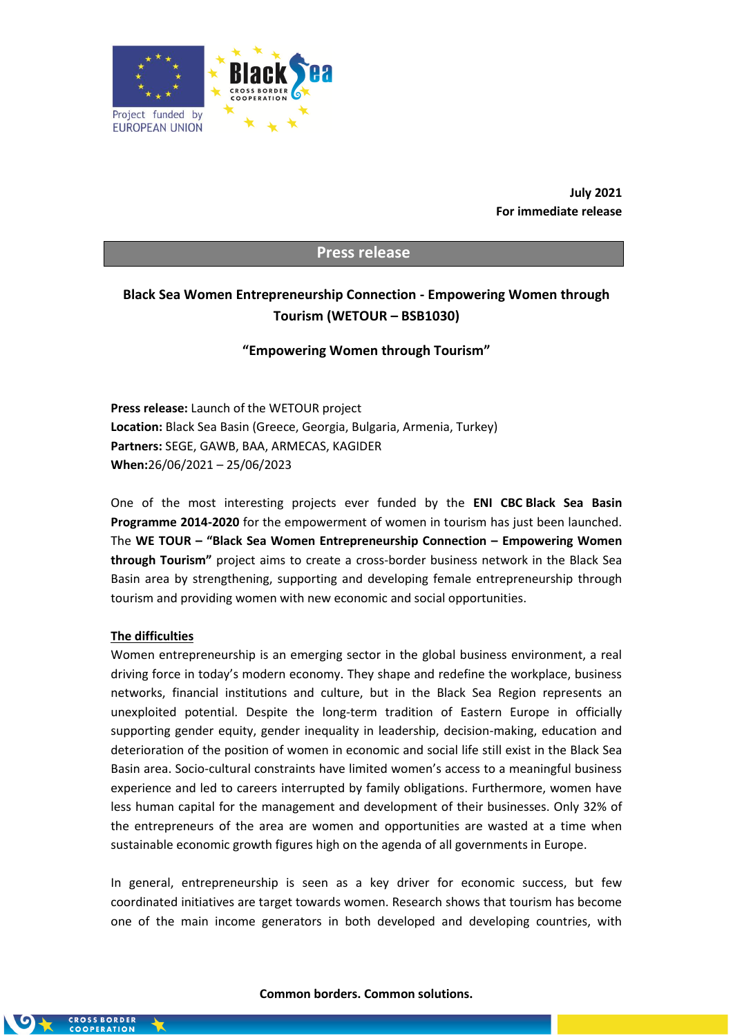**July 2021**
**For immediate release**

## Press release

### Black Sea Women Entrepreneurship Connection - Empowering Women through Tourism (WETOUR – BSB1030)

**“Empowering Women through Tourism”**

**Press release:** Launch of the WETOUR project
**Location:** Black Sea Basin (Greece, Georgia, Bulgaria, Armenia, Turkey)
**Partners:** SEGE, GAWB, BAA, ARMECAS, KAGIDER
**When:**26/06/2021 – 25/06/2023

One of the most interesting projects ever funded by the **ENI CBC Black Sea Basin Programme 2014-2020** for the empowerment of women in tourism has just been launched. The **WE TOUR – “Black Sea Women Entrepreneurship Connection – Empowering Women through Tourism”** project aims to create a cross-border business network in the Black Sea Basin area by strengthening, supporting and developing female entrepreneurship through tourism and providing women with new economic and social opportunities.

**The difficulties**

Women entrepreneurship is an emerging sector in the global business environment, a real driving force in today’s modern economy. They shape and redefine the workplace, business networks, financial institutions and culture, but in the Black Sea Region represents an unexploited potential. Despite the long-term tradition of Eastern Europe in officially supporting gender equity, gender inequality in leadership, decision-making, education and deterioration of the position of women in economic and social life still exist in the Black Sea Basin area. Socio-cultural constraints have limited women’s access to a meaningful business experience and led to careers interrupted by family obligations. Furthermore, women have less human capital for the management and development of their businesses. Only 32% of the entrepreneurs of the area are women and opportunities are wasted at a time when sustainable economic growth figures high on the agenda of all governments in Europe.

In general, entrepreneurship is seen as a key driver for economic success, but few coordinated initiatives are target towards women. Research shows that tourism has become one of the main income generators in both developed and developing countries, with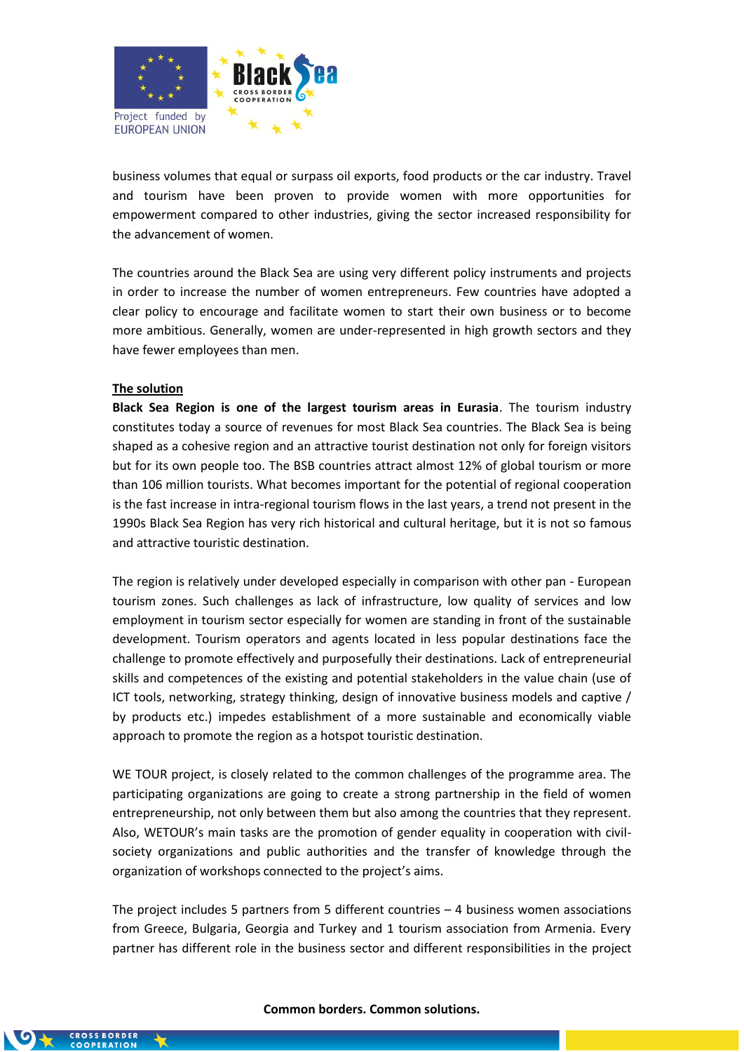business volumes that equal or surpass oil exports, food products or the car industry. Travel and tourism have been proven to provide women with more opportunities for empowerment compared to other industries, giving the sector increased responsibility for the advancement of women.

The countries around the Black Sea are using very different policy instruments and projects in order to increase the number of women entrepreneurs. Few countries have adopted a clear policy to encourage and facilitate women to start their own business or to become more ambitious. Generally, women are under-represented in high growth sectors and they have fewer employees than men.

**The solution**

**Black Sea Region is one of the largest tourism areas in Eurasia**. The tourism industry constitutes today a source of revenues for most Black Sea countries. The Black Sea is being shaped as a cohesive region and an attractive tourist destination not only for foreign visitors but for its own people too. The BSB countries attract almost 12% of global tourism or more than 106 million tourists. What becomes important for the potential of regional cooperation is the fast increase in intra-regional tourism flows in the last years, a trend not present in the 1990s Black Sea Region has very rich historical and cultural heritage, but it is not so famous and attractive touristic destination.

The region is relatively under developed especially in comparison with other pan - European tourism zones. Such challenges as lack of infrastructure, low quality of services and low employment in tourism sector especially for women are standing in front of the sustainable development. Tourism operators and agents located in less popular destinations face the challenge to promote effectively and purposefully their destinations. Lack of entrepreneurial skills and competences of the existing and potential stakeholders in the value chain (use of ICT tools, networking, strategy thinking, design of innovative business models and captive / by products etc.) impedes establishment of a more sustainable and economically viable approach to promote the region as a hotspot touristic destination.

WE TOUR project, is closely related to the common challenges of the programme area. The participating organizations are going to create a strong partnership in the field of women entrepreneurship, not only between them but also among the countries that they represent. Also, WETOUR's main tasks are the promotion of gender equality in cooperation with civil-society organizations and public authorities and the transfer of knowledge through the organization of workshops connected to the project's aims.

The project includes 5 partners from 5 different countries – 4 business women associations from Greece, Bulgaria, Georgia and Turkey and 1 tourism association from Armenia. Every partner has different role in the business sector and different responsibilities in the project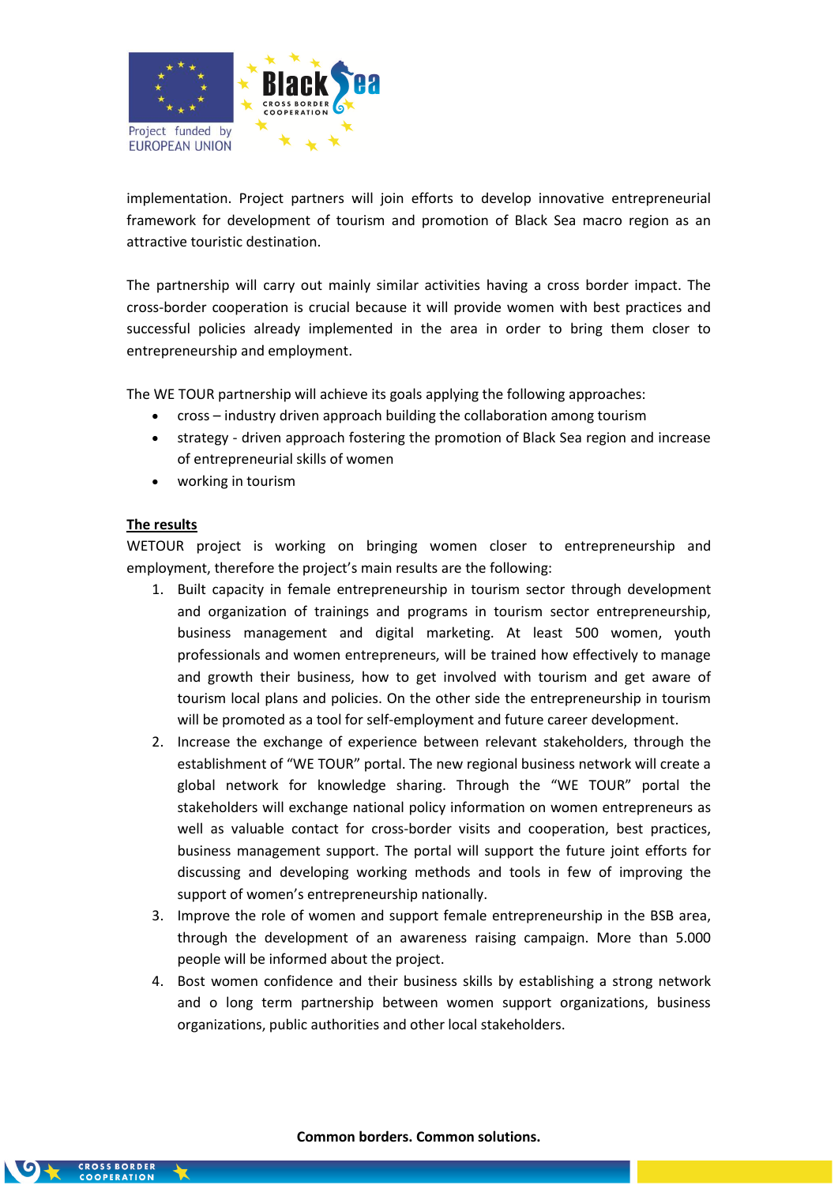implementation. Project partners will join efforts to develop innovative entrepreneurial framework for development of tourism and promotion of Black Sea macro region as an attractive touristic destination.

The partnership will carry out mainly similar activities having a cross border impact. The cross-border cooperation is crucial because it will provide women with best practices and successful policies already implemented in the area in order to bring them closer to entrepreneurship and employment.

The WE TOUR partnership will achieve its goals applying the following approaches:

- cross – industry driven approach building the collaboration among tourism
- strategy - driven approach fostering the promotion of Black Sea region and increase of entrepreneurial skills of women
- working in tourism

**The results**

WETOUR project is working on bringing women closer to entrepreneurship and employment, therefore the project's main results are the following:

1. Built capacity in female entrepreneurship in tourism sector through development and organization of trainings and programs in tourism sector entrepreneurship, business management and digital marketing. At least 500 women, youth professionals and women entrepreneurs, will be trained how effectively to manage and growth their business, how to get involved with tourism and get aware of tourism local plans and policies. On the other side the entrepreneurship in tourism will be promoted as a tool for self-employment and future career development.
2. Increase the exchange of experience between relevant stakeholders, through the establishment of "WE TOUR" portal. The new regional business network will create a global network for knowledge sharing. Through the "WE TOUR" portal the stakeholders will exchange national policy information on women entrepreneurs as well as valuable contact for cross-border visits and cooperation, best practices, business management support. The portal will support the future joint efforts for discussing and developing working methods and tools in few of improving the support of women's entrepreneurship nationally.
3. Improve the role of women and support female entrepreneurship in the BSB area, through the development of an awareness raising campaign. More than 5.000 people will be informed about the project.
4. Bost women confidence and their business skills by establishing a strong network and o long term partnership between women support organizations, business organizations, public authorities and other local stakeholders.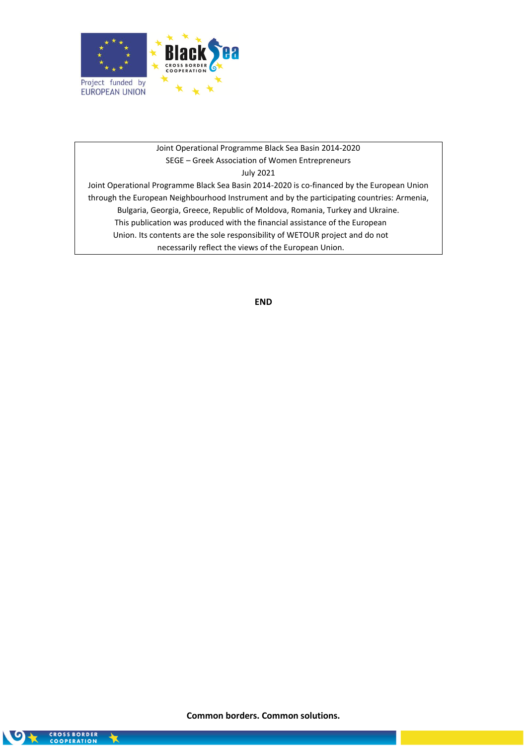Joint Operational Programme Black Sea Basin 2014-2020
SEGE – Greek Association of Women Entrepreneurs
July 2021
Joint Operational Programme Black Sea Basin 2014-2020 is co-financed by the European Union through the European Neighbourhood Instrument and by the participating countries: Armenia, Bulgaria, Georgia, Greece, Republic of Moldova, Romania, Turkey and Ukraine.
This publication was produced with the financial assistance of the European Union. Its contents are the sole responsibility of WETOUR project and do not necessarily reflect the views of the European Union.

**END**